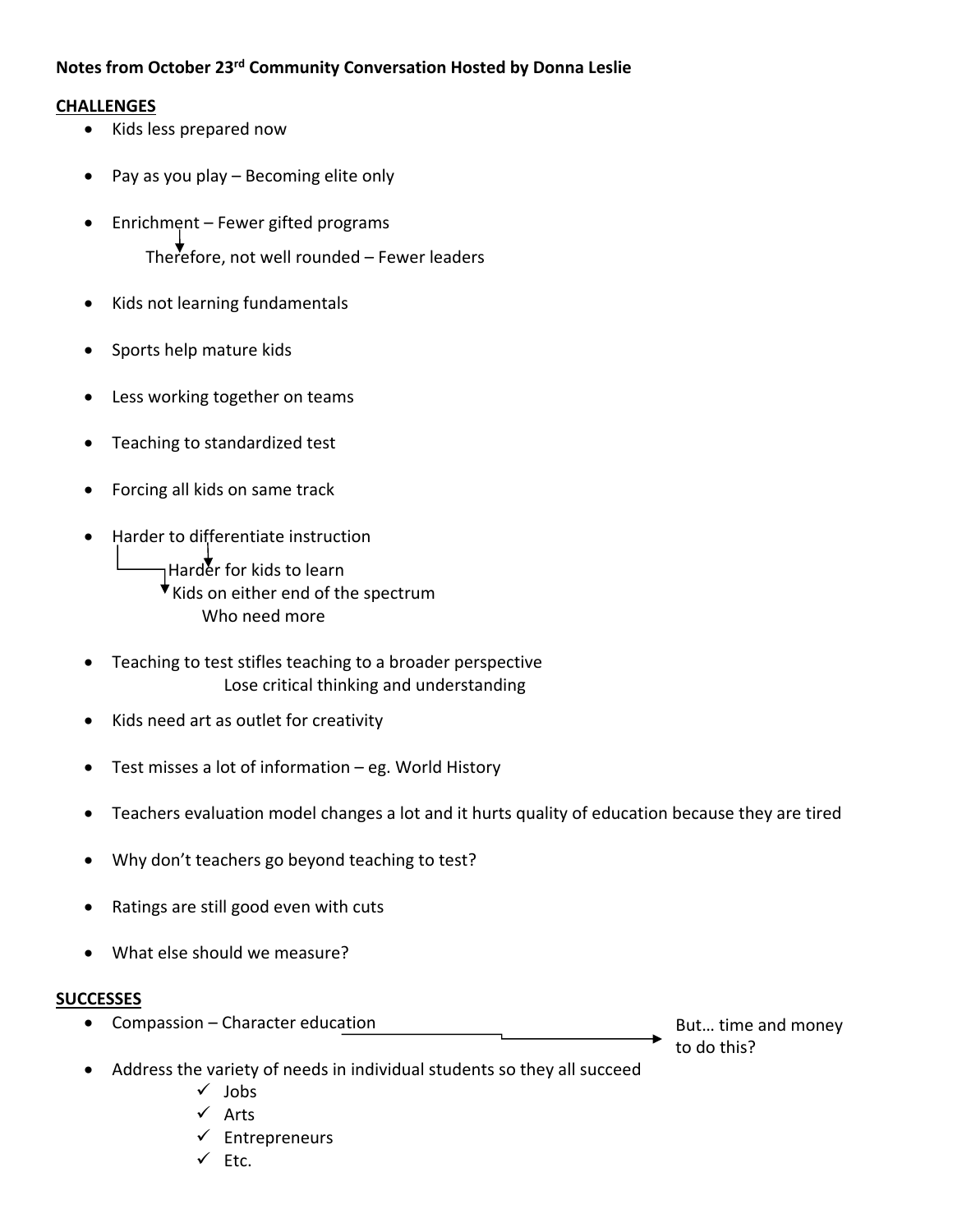**Notes from October 23rd Community Conversation Hosted by Donna Leslie**

**CHALLENGES**

- Kids less prepared now
- Pay as you play – Becoming elite only
- Enrichment – Fewer gifted programs
  - Therefore, not well rounded – Fewer leaders
- Kids not learning fundamentals
- Sports help mature kids
- Less working together on teams
- Teaching to standardized test
- Forcing all kids on same track
- Harder to differentiate instruction
  - Harder for kids to learn
  - Kids on either end of the spectrum Who need more
- Teaching to test stifles teaching to a broader perspective
  - Lose critical thinking and understanding
- Kids need art as outlet for creativity
- Test misses a lot of information – eg. World History
- Teachers evaluation model changes a lot and it hurts quality of education because they are tired
- Why don't teachers go beyond teaching to test?
- Ratings are still good even with cuts
- What else should we measure?

**SUCCESSES**

- Compassion – Character education → But… time and money to do this?
- Address the variety of needs in individual students so they all succeed
  - ✓ Jobs
  - ✓ Arts
  - ✓ Entrepreneurs
  - ✓ Etc.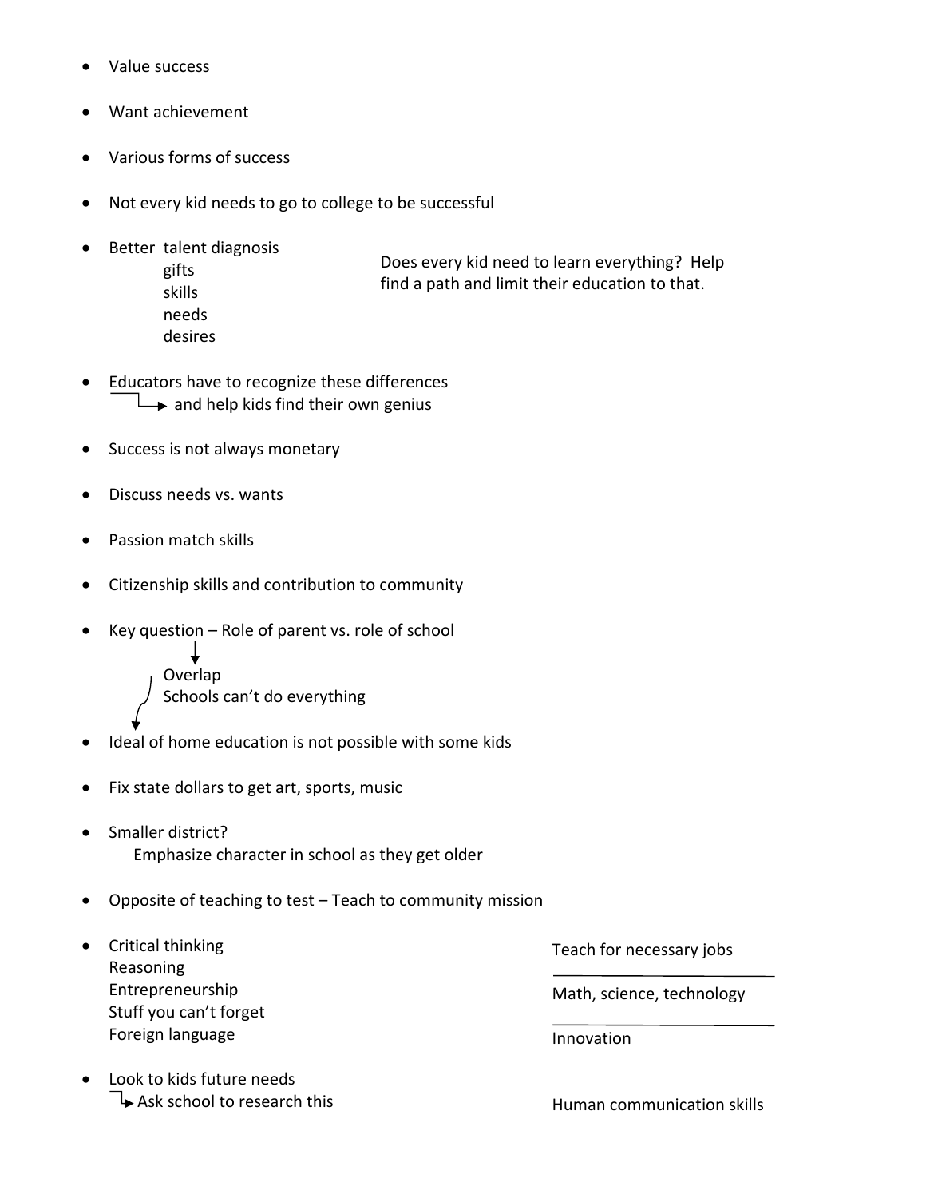- Value success
- Want achievement
- Various forms of success
- Not every kid needs to go to college to be successful
- Better talent diagnosis
  - gifts
  - skills
  - needs
  - desires

  Does every kid need to learn everything? Help find a path and limit their education to that.

- Educators have to recognize these differences
  - → and help kids find their own genius
- Success is not always monetary
- Discuss needs vs. wants
- Passion match skills
- Citizenship skills and contribution to community
- Key question – Role of parent vs. role of school
  - Overlap
  - Schools can't do everything
- Ideal of home education is not possible with some kids
- Fix state dollars to get art, sports, music
- Smaller district?
  - Emphasize character in school as they get older
- Opposite of teaching to test – Teach to community mission
- Critical thinking
  - Reasoning
  - Entrepreneurship
  - Stuff you can't forget
  - Foreign language

  Teach for necessary jobs

  Math, science, technology

  Innovation

  Human communication skills

- Look to kids future needs
  - → Ask school to research this